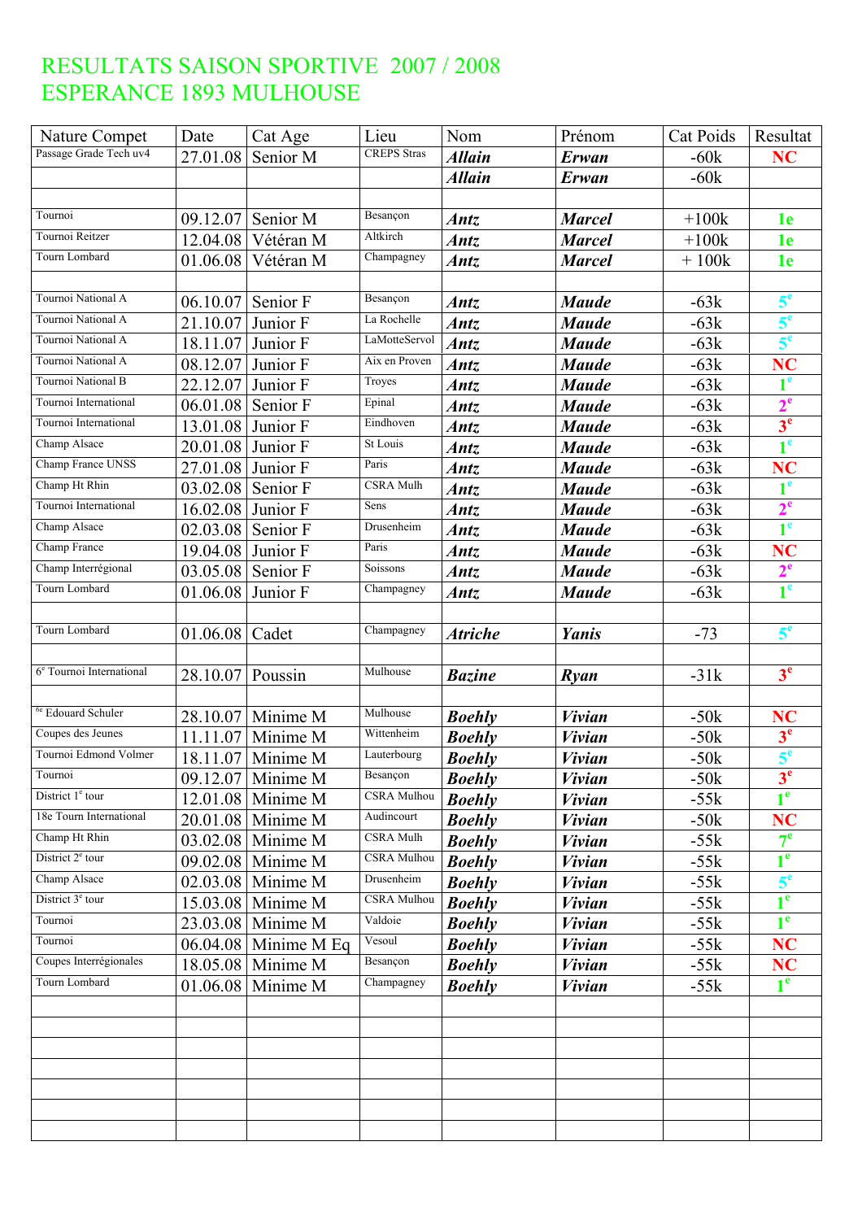# RESULTATS SAISON SPORTIVE 2007 / 2008
# ESPERANCE 1893 MULHOUSE

| Nature Compet | Date | Cat Age | Lieu | Nom | Prénom | Cat Poids | Resultat |
|---|---|---|---|---|---|---|---|
| Passage Grade Tech uv4 | 27.01.08 | Senior M | CREPS Stras | ***Allain*** | ***Erwan*** | -60k | **NC** |
| | | | | ***Allain*** | ***Erwan*** | -60k | |
| | | | | | | | |
| Tournoi | 09.12.07 | Senior M | Besançon | ***Antz*** | ***Marcel*** | +100k | **1e** |
| Tournoi Reitzer | 12.04.08 | Vétéran M | Altkirch | ***Antz*** | ***Marcel*** | +100k | **1e** |
| Tourn Lombard | 01.06.08 | Vétéran M | Champagney | ***Antz*** | ***Marcel*** | + 100k | **1e** |
| | | | | | | | |
| Tournoi National A | 06.10.07 | Senior F | Besançon | ***Antz*** | ***Maude*** | -63k | **5e** |
| Tournoi National A | 21.10.07 | Junior F | La Rochelle | ***Antz*** | ***Maude*** | -63k | **5e** |
| Tournoi National A | 18.11.07 | Junior F | LaMotteServol | ***Antz*** | ***Maude*** | -63k | **5e** |
| Tournoi National A | 08.12.07 | Junior F | Aix en Proven | ***Antz*** | ***Maude*** | -63k | **NC** |
| Tournoi National B | 22.12.07 | Junior F | Troyes | ***Antz*** | ***Maude*** | -63k | **1e** |
| Tournoi International | 06.01.08 | Senior F | Epinal | ***Antz*** | ***Maude*** | -63k | **2e** |
| Tournoi International | 13.01.08 | Junior F | Eindhoven | ***Antz*** | ***Maude*** | -63k | **3e** |
| Champ Alsace | 20.01.08 | Junior F | St Louis | ***Antz*** | ***Maude*** | -63k | **1e** |
| Champ France UNSS | 27.01.08 | Junior F | Paris | ***Antz*** | ***Maude*** | -63k | **NC** |
| Champ Ht Rhin | 03.02.08 | Senior F | CSRA Mulh | ***Antz*** | ***Maude*** | -63k | **1e** |
| Tournoi International | 16.02.08 | Junior F | Sens | ***Antz*** | ***Maude*** | -63k | **2e** |
| Champ Alsace | 02.03.08 | Senior F | Drusenheim | ***Antz*** | ***Maude*** | -63k | **1e** |
| Champ France | 19.04.08 | Junior F | Paris | ***Antz*** | ***Maude*** | -63k | **NC** |
| Champ Interrégional | 03.05.08 | Senior F | Soissons | ***Antz*** | ***Maude*** | -63k | **2e** |
| Tourn Lombard | 01.06.08 | Junior F | Champagney | ***Antz*** | ***Maude*** | -63k | **1e** |
| | | | | | | | |
| Tourn Lombard | 01.06.08 | Cadet | Champagney | ***Atriche*** | ***Yanis*** | -73 | **5e** |
| | | | | | | | |
| 6e Tournoi International | 28.10.07 | Poussin | Mulhouse | ***Bazine*** | ***Ryan*** | -31k | **3e** |
| | | | | | | | |
| 6e Edouard Schuler | 28.10.07 | Minime M | Mulhouse | ***Boehly*** | ***Vivian*** | -50k | **NC** |
| Coupes des Jeunes | 11.11.07 | Minime M | Wittenheim | ***Boehly*** | ***Vivian*** | -50k | **3e** |
| Tournoi Edmond Volmer | 18.11.07 | Minime M | Lauterbourg | ***Boehly*** | ***Vivian*** | -50k | **5e** |
| Tournoi | 09.12.07 | Minime M | Besançon | ***Boehly*** | ***Vivian*** | -50k | **3e** |
| District 1e tour | 12.01.08 | Minime M | CSRA Mulhou | ***Boehly*** | ***Vivian*** | -55k | **1e** |
| 18e Tourn International | 20.01.08 | Minime M | Audincourt | ***Boehly*** | ***Vivian*** | -50k | **NC** |
| Champ Ht Rhin | 03.02.08 | Minime M | CSRA Mulh | ***Boehly*** | ***Vivian*** | -55k | **7e** |
| District 2e tour | 09.02.08 | Minime M | CSRA Mulhou | ***Boehly*** | ***Vivian*** | -55k | **1e** |
| Champ Alsace | 02.03.08 | Minime M | Drusenheim | ***Boehly*** | ***Vivian*** | -55k | **5e** |
| District 3e tour | 15.03.08 | Minime M | CSRA Mulhou | ***Boehly*** | ***Vivian*** | -55k | **1e** |
| Tournoi | 23.03.08 | Minime M | Valdoie | ***Boehly*** | ***Vivian*** | -55k | **1e** |
| Tournoi | 06.04.08 | Minime M Eq | Vesoul | ***Boehly*** | ***Vivian*** | -55k | **NC** |
| Coupes Interrégionales | 18.05.08 | Minime M | Besançon | ***Boehly*** | ***Vivian*** | -55k | **NC** |
| Tourn Lombard | 01.06.08 | Minime M | Champagney | ***Boehly*** | ***Vivian*** | -55k | **1e** |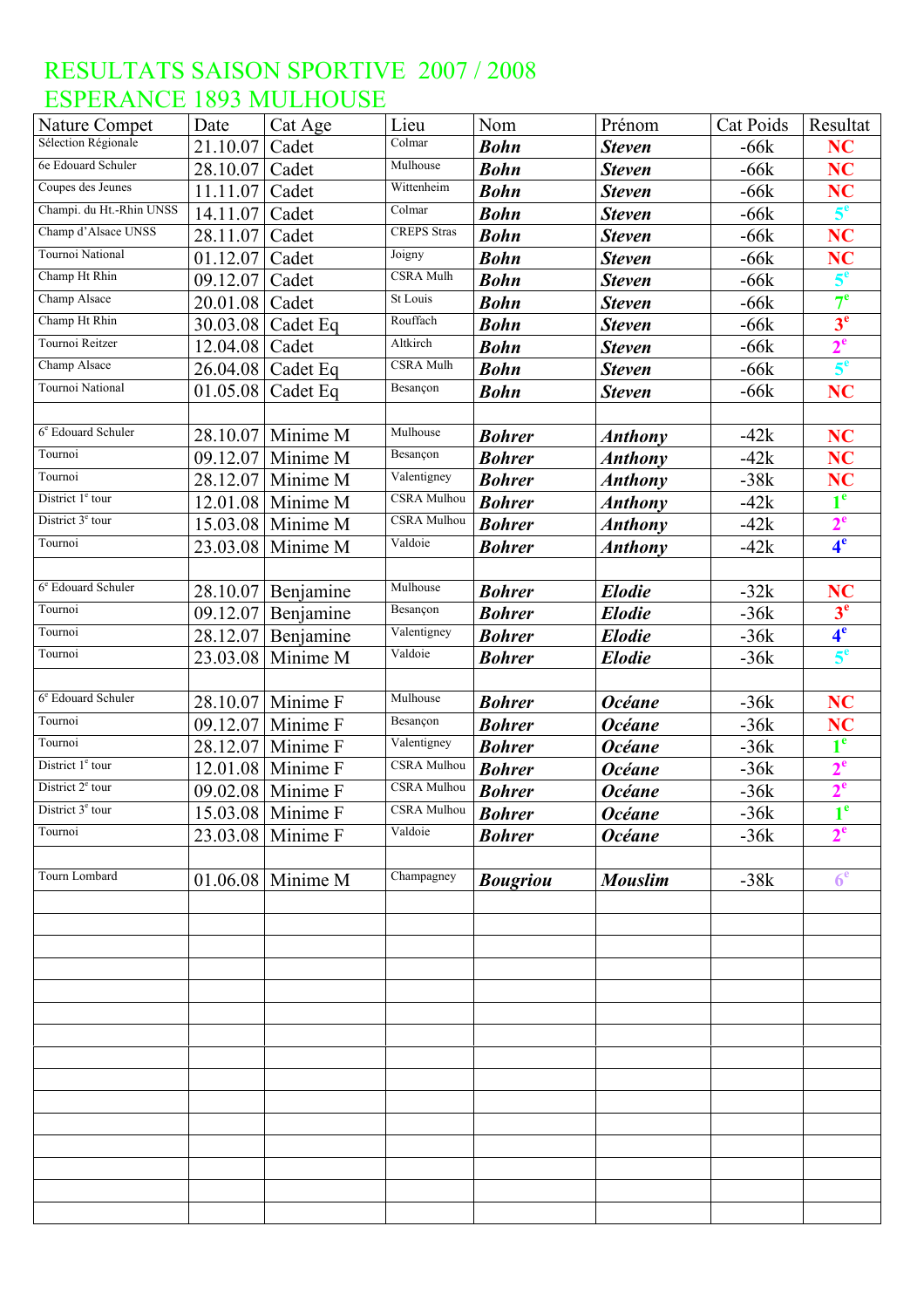# RESULTATS SAISON SPORTIVE 2007 / 2008
# ESPERANCE 1893 MULHOUSE

| Nature Compet | Date | Cat Age | Lieu | Nom | Prénom | Cat Poids | Resultat |
|---|---|---|---|---|---|---|---|
| Sélection Régionale | 21.10.07 | Cadet | Colmar | ***Bohn*** | ***Steven*** | -66k | NC |
| 6e Edouard Schuler | 28.10.07 | Cadet | Mulhouse | ***Bohn*** | ***Steven*** | -66k | NC |
| Coupes des Jeunes | 11.11.07 | Cadet | Wittenheim | ***Bohn*** | ***Steven*** | -66k | NC |
| Champi. du Ht.-Rhin UNSS | 14.11.07 | Cadet | Colmar | ***Bohn*** | ***Steven*** | -66k | 5e |
| Champ d'Alsace UNSS | 28.11.07 | Cadet | CREPS Stras | ***Bohn*** | ***Steven*** | -66k | NC |
| Tournoi National | 01.12.07 | Cadet | Joigny | ***Bohn*** | ***Steven*** | -66k | NC |
| Champ Ht Rhin | 09.12.07 | Cadet | CSRA Mulh | ***Bohn*** | ***Steven*** | -66k | 5e |
| Champ Alsace | 20.01.08 | Cadet | St Louis | ***Bohn*** | ***Steven*** | -66k | 7e |
| Champ Ht Rhin | 30.03.08 | Cadet Eq | Rouffach | ***Bohn*** | ***Steven*** | -66k | 3e |
| Tournoi Reitzer | 12.04.08 | Cadet | Altkirch | ***Bohn*** | ***Steven*** | -66k | 2e |
| Champ Alsace | 26.04.08 | Cadet Eq | CSRA Mulh | ***Bohn*** | ***Steven*** | -66k | 5e |
| Tournoi National | 01.05.08 | Cadet Eq | Besançon | ***Bohn*** | ***Steven*** | -66k | NC |
| | | | | | | | |
| 6e Edouard Schuler | 28.10.07 | Minime M | Mulhouse | ***Bohrer*** | ***Anthony*** | -42k | NC |
| Tournoi | 09.12.07 | Minime M | Besançon | ***Bohrer*** | ***Anthony*** | -42k | NC |
| Tournoi | 28.12.07 | Minime M | Valentigney | ***Bohrer*** | ***Anthony*** | -38k | NC |
| District 1e tour | 12.01.08 | Minime M | CSRA Mulhou | ***Bohrer*** | ***Anthony*** | -42k | 1e |
| District 3e tour | 15.03.08 | Minime M | CSRA Mulhou | ***Bohrer*** | ***Anthony*** | -42k | 2e |
| Tournoi | 23.03.08 | Minime M | Valdoie | ***Bohrer*** | ***Anthony*** | -42k | 4e |
| | | | | | | | |
| 6e Edouard Schuler | 28.10.07 | Benjamine | Mulhouse | ***Bohrer*** | ***Elodie*** | -32k | NC |
| Tournoi | 09.12.07 | Benjamine | Besançon | ***Bohrer*** | ***Elodie*** | -36k | 3e |
| Tournoi | 28.12.07 | Benjamine | Valentigney | ***Bohrer*** | ***Elodie*** | -36k | 4e |
| Tournoi | 23.03.08 | Minime M | Valdoie | ***Bohrer*** | ***Elodie*** | -36k | 5e |
| | | | | | | | |
| 6e Edouard Schuler | 28.10.07 | Minime F | Mulhouse | ***Bohrer*** | ***Océane*** | -36k | NC |
| Tournoi | 09.12.07 | Minime F | Besançon | ***Bohrer*** | ***Océane*** | -36k | NC |
| Tournoi | 28.12.07 | Minime F | Valentigney | ***Bohrer*** | ***Océane*** | -36k | 1e |
| District 1e tour | 12.01.08 | Minime F | CSRA Mulhou | ***Bohrer*** | ***Océane*** | -36k | 2e |
| District 2e tour | 09.02.08 | Minime F | CSRA Mulhou | ***Bohrer*** | ***Océane*** | -36k | 2e |
| District 3e tour | 15.03.08 | Minime F | CSRA Mulhou | ***Bohrer*** | ***Océane*** | -36k | 1e |
| Tournoi | 23.03.08 | Minime F | Valdoie | ***Bohrer*** | ***Océane*** | -36k | 2e |
| | | | | | | | |
| Tourn Lombard | 01.06.08 | Minime M | Champagney | ***Bougriou*** | ***Mouslim*** | -38k | 6e |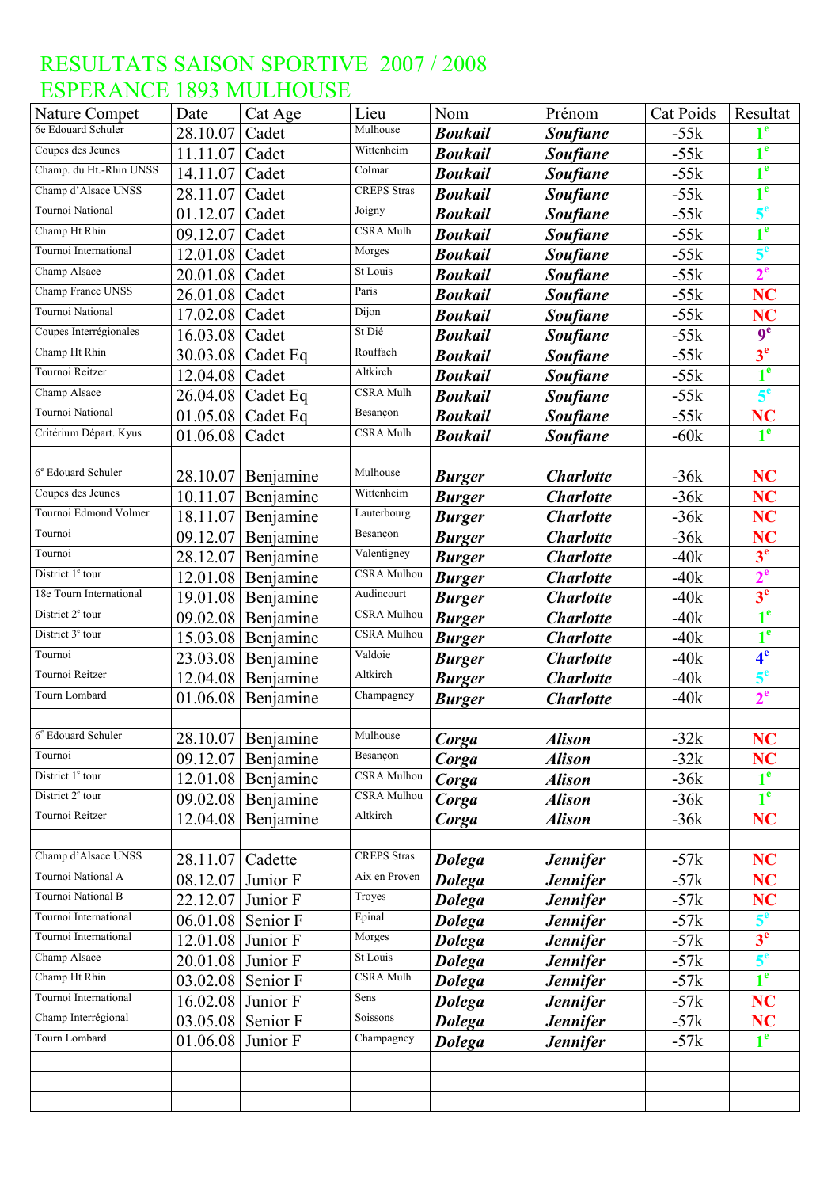# RESULTATS SAISON SPORTIVE 2007 / 2008
# ESPERANCE 1893 MULHOUSE

| Nature Compet | Date | Cat Age | Lieu | Nom | Prénom | Cat Poids | Resultat |
|---|---|---|---|---|---|---|---|
| 6e Edouard Schuler | 28.10.07 | Cadet | Mulhouse | ***Boukail*** | ***Soufiane*** | -55k | **1e** |
| Coupes des Jeunes | 11.11.07 | Cadet | Wittenheim | ***Boukail*** | ***Soufiane*** | -55k | **1e** |
| Champ. du Ht.-Rhin UNSS | 14.11.07 | Cadet | Colmar | ***Boukail*** | ***Soufiane*** | -55k | **1e** |
| Champ d'Alsace UNSS | 28.11.07 | Cadet | CREPS Stras | ***Boukail*** | ***Soufiane*** | -55k | **1e** |
| Tournoi National | 01.12.07 | Cadet | Joigny | ***Boukail*** | ***Soufiane*** | -55k | **5e** |
| Champ Ht Rhin | 09.12.07 | Cadet | CSRA Mulh | ***Boukail*** | ***Soufiane*** | -55k | **1e** |
| Tournoi International | 12.01.08 | Cadet | Morges | ***Boukail*** | ***Soufiane*** | -55k | **5e** |
| Champ Alsace | 20.01.08 | Cadet | St Louis | ***Boukail*** | ***Soufiane*** | -55k | **2e** |
| Champ France UNSS | 26.01.08 | Cadet | Paris | ***Boukail*** | ***Soufiane*** | -55k | **NC** |
| Tournoi National | 17.02.08 | Cadet | Dijon | ***Boukail*** | ***Soufiane*** | -55k | **NC** |
| Coupes Interrégionales | 16.03.08 | Cadet | St Dié | ***Boukail*** | ***Soufiane*** | -55k | **9e** |
| Champ Ht Rhin | 30.03.08 | Cadet Eq | Rouffach | ***Boukail*** | ***Soufiane*** | -55k | **3e** |
| Tournoi Reitzer | 12.04.08 | Cadet | Altkirch | ***Boukail*** | ***Soufiane*** | -55k | **1e** |
| Champ Alsace | 26.04.08 | Cadet Eq | CSRA Mulh | ***Boukail*** | ***Soufiane*** | -55k | **5e** |
| Tournoi National | 01.05.08 | Cadet Eq | Besançon | ***Boukail*** | ***Soufiane*** | -55k | **NC** |
| Critérium Départ. Kyus | 01.06.08 | Cadet | CSRA Mulh | ***Boukail*** | ***Soufiane*** | -60k | **1e** |
| | | | | | | | |
| 6e Edouard Schuler | 28.10.07 | Benjamine | Mulhouse | ***Burger*** | ***Charlotte*** | -36k | **NC** |
| Coupes des Jeunes | 10.11.07 | Benjamine | Wittenheim | ***Burger*** | ***Charlotte*** | -36k | **NC** |
| Tournoi Edmond Volmer | 18.11.07 | Benjamine | Lauterbourg | ***Burger*** | ***Charlotte*** | -36k | **NC** |
| Tournoi | 09.12.07 | Benjamine | Besançon | ***Burger*** | ***Charlotte*** | -36k | **NC** |
| Tournoi | 28.12.07 | Benjamine | Valentigney | ***Burger*** | ***Charlotte*** | -40k | **3e** |
| District 1e tour | 12.01.08 | Benjamine | CSRA Mulhou | ***Burger*** | ***Charlotte*** | -40k | **2e** |
| 18e Tourn International | 19.01.08 | Benjamine | Audincourt | ***Burger*** | ***Charlotte*** | -40k | **3e** |
| District 2e tour | 09.02.08 | Benjamine | CSRA Mulhou | ***Burger*** | ***Charlotte*** | -40k | **1e** |
| District 3e tour | 15.03.08 | Benjamine | CSRA Mulhou | ***Burger*** | ***Charlotte*** | -40k | **1e** |
| Tournoi | 23.03.08 | Benjamine | Valdoie | ***Burger*** | ***Charlotte*** | -40k | **4e** |
| Tournoi Reitzer | 12.04.08 | Benjamine | Altkirch | ***Burger*** | ***Charlotte*** | -40k | **5e** |
| Tourn Lombard | 01.06.08 | Benjamine | Champagney | ***Burger*** | ***Charlotte*** | -40k | **2e** |
| | | | | | | | |
| 6e Edouard Schuler | 28.10.07 | Benjamine | Mulhouse | ***Corga*** | ***Alison*** | -32k | **NC** |
| Tournoi | 09.12.07 | Benjamine | Besançon | ***Corga*** | ***Alison*** | -32k | **NC** |
| District 1e tour | 12.01.08 | Benjamine | CSRA Mulhou | ***Corga*** | ***Alison*** | -36k | **1e** |
| District 2e tour | 09.02.08 | Benjamine | CSRA Mulhou | ***Corga*** | ***Alison*** | -36k | **1e** |
| Tournoi Reitzer | 12.04.08 | Benjamine | Altkirch | ***Corga*** | ***Alison*** | -36k | **NC** |
| | | | | | | | |
| Champ d'Alsace UNSS | 28.11.07 | Cadette | CREPS Stras | ***Dolega*** | ***Jennifer*** | -57k | **NC** |
| Tournoi National A | 08.12.07 | Junior F | Aix en Proven | ***Dolega*** | ***Jennifer*** | -57k | **NC** |
| Tournoi National B | 22.12.07 | Junior F | Troyes | ***Dolega*** | ***Jennifer*** | -57k | **NC** |
| Tournoi International | 06.01.08 | Senior F | Epinal | ***Dolega*** | ***Jennifer*** | -57k | **5e** |
| Tournoi International | 12.01.08 | Junior F | Morges | ***Dolega*** | ***Jennifer*** | -57k | **3e** |
| Champ Alsace | 20.01.08 | Junior F | St Louis | ***Dolega*** | ***Jennifer*** | -57k | **5e** |
| Champ Ht Rhin | 03.02.08 | Senior F | CSRA Mulh | ***Dolega*** | ***Jennifer*** | -57k | **1e** |
| Tournoi International | 16.02.08 | Junior F | Sens | ***Dolega*** | ***Jennifer*** | -57k | **NC** |
| Champ Interrégional | 03.05.08 | Senior F | Soissons | ***Dolega*** | ***Jennifer*** | -57k | **NC** |
| Tourn Lombard | 01.06.08 | Junior F | Champagney | ***Dolega*** | ***Jennifer*** | -57k | **1e** |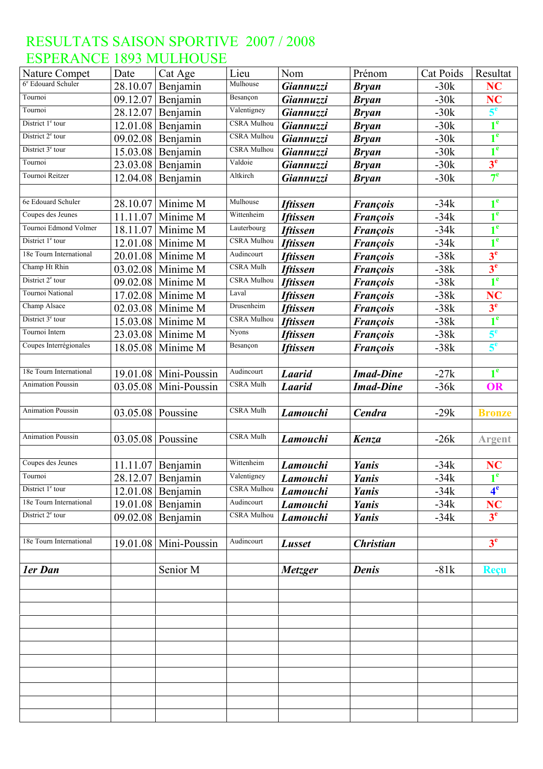# RESULTATS SAISON SPORTIVE 2007 / 2008
# ESPERANCE 1893 MULHOUSE

| Nature Compet | Date | Cat Age | Lieu | Nom | Prénom | Cat Poids | Resultat |
|---|---|---|---|---|---|---|---|
| 6e Edouard Schuler | 28.10.07 | Benjamin | Mulhouse | ***Giannuzzi*** | ***Bryan*** | -30k | **NC** |
| Tournoi | 09.12.07 | Benjamin | Besançon | ***Giannuzzi*** | ***Bryan*** | -30k | **NC** |
| Tournoi | 28.12.07 | Benjamin | Valentigney | ***Giannuzzi*** | ***Bryan*** | -30k | **5e** |
| District 1e tour | 12.01.08 | Benjamin | CSRA Mulhou | ***Giannuzzi*** | ***Bryan*** | -30k | **1e** |
| District 2e tour | 09.02.08 | Benjamin | CSRA Mulhou | ***Giannuzzi*** | ***Bryan*** | -30k | **1e** |
| District 3e tour | 15.03.08 | Benjamin | CSRA Mulhou | ***Giannuzzi*** | ***Bryan*** | -30k | **1e** |
| Tournoi | 23.03.08 | Benjamin | Valdoie | ***Giannuzzi*** | ***Bryan*** | -30k | **3e** |
| Tournoi Reitzer | 12.04.08 | Benjamin | Altkirch | ***Giannuzzi*** | ***Bryan*** | -30k | **7e** |
| | | | | | | | |
| 6e Edouard Schuler | 28.10.07 | Minime M | Mulhouse | ***Iftissen*** | ***François*** | -34k | **1e** |
| Coupes des Jeunes | 11.11.07 | Minime M | Wittenheim | ***Iftissen*** | ***François*** | -34k | **1e** |
| Tournoi Edmond Volmer | 18.11.07 | Minime M | Lauterbourg | ***Iftissen*** | ***François*** | -34k | **1e** |
| District 1e tour | 12.01.08 | Minime M | CSRA Mulhou | ***Iftissen*** | ***François*** | -34k | **1e** |
| 18e Tourn International | 20.01.08 | Minime M | Audincourt | ***Iftissen*** | ***François*** | -38k | **3e** |
| Champ Ht Rhin | 03.02.08 | Minime M | CSRA Mulh | ***Iftissen*** | ***François*** | -38k | **3e** |
| District 2e tour | 09.02.08 | Minime M | CSRA Mulhou | ***Iftissen*** | ***François*** | -38k | **1e** |
| Tournoi National | 17.02.08 | Minime M | Laval | ***Iftissen*** | ***François*** | -38k | **NC** |
| Champ Alsace | 02.03.08 | Minime M | Drusenheim | ***Iftissen*** | ***François*** | -38k | **3e** |
| District 3e tour | 15.03.08 | Minime M | CSRA Mulhou | ***Iftissen*** | ***François*** | -38k | **1e** |
| Tournoi Intern | 23.03.08 | Minime M | Nyons | ***Iftissen*** | ***François*** | -38k | **5e** |
| Coupes Interrégionales | 18.05.08 | Minime M | Besançon | ***Iftissen*** | ***François*** | -38k | **5e** |
| | | | | | | | |
| 18e Tourn International | 19.01.08 | Mini-Poussin | Audincourt | ***Laarid*** | ***Imad-Dine*** | -27k | **1e** |
| Animation Poussin | 03.05.08 | Mini-Poussin | CSRA Mulh | ***Laarid*** | ***Imad-Dine*** | -36k | **OR** |
| | | | | | | | |
| Animation Poussin | 03.05.08 | Poussine | CSRA Mulh | ***Lamouchi*** | ***Cendra*** | -29k | **Bronze** |
| | | | | | | | |
| Animation Poussin | 03.05.08 | Poussine | CSRA Mulh | ***Lamouchi*** | ***Kenza*** | -26k | **Argent** |
| | | | | | | | |
| Coupes des Jeunes | 11.11.07 | Benjamin | Wittenheim | ***Lamouchi*** | ***Yanis*** | -34k | **NC** |
| Tournoi | 28.12.07 | Benjamin | Valentigney | ***Lamouchi*** | ***Yanis*** | -34k | **1e** |
| District 1e tour | 12.01.08 | Benjamin | CSRA Mulhou | ***Lamouchi*** | ***Yanis*** | -34k | **4e** |
| 18e Tourn International | 19.01.08 | Benjamin | Audincourt | ***Lamouchi*** | ***Yanis*** | -34k | **NC** |
| District 2e tour | 09.02.08 | Benjamin | CSRA Mulhou | ***Lamouchi*** | ***Yanis*** | -34k | **3e** |
| | | | | | | | |
| 18e Tourn International | 19.01.08 | Mini-Poussin | Audincourt | ***Lusset*** | ***Christian*** | | **3e** |
| | | | | | | | |
| ***1er Dan*** | | Senior M | | ***Metzger*** | ***Denis*** | -81k | **Reçu** |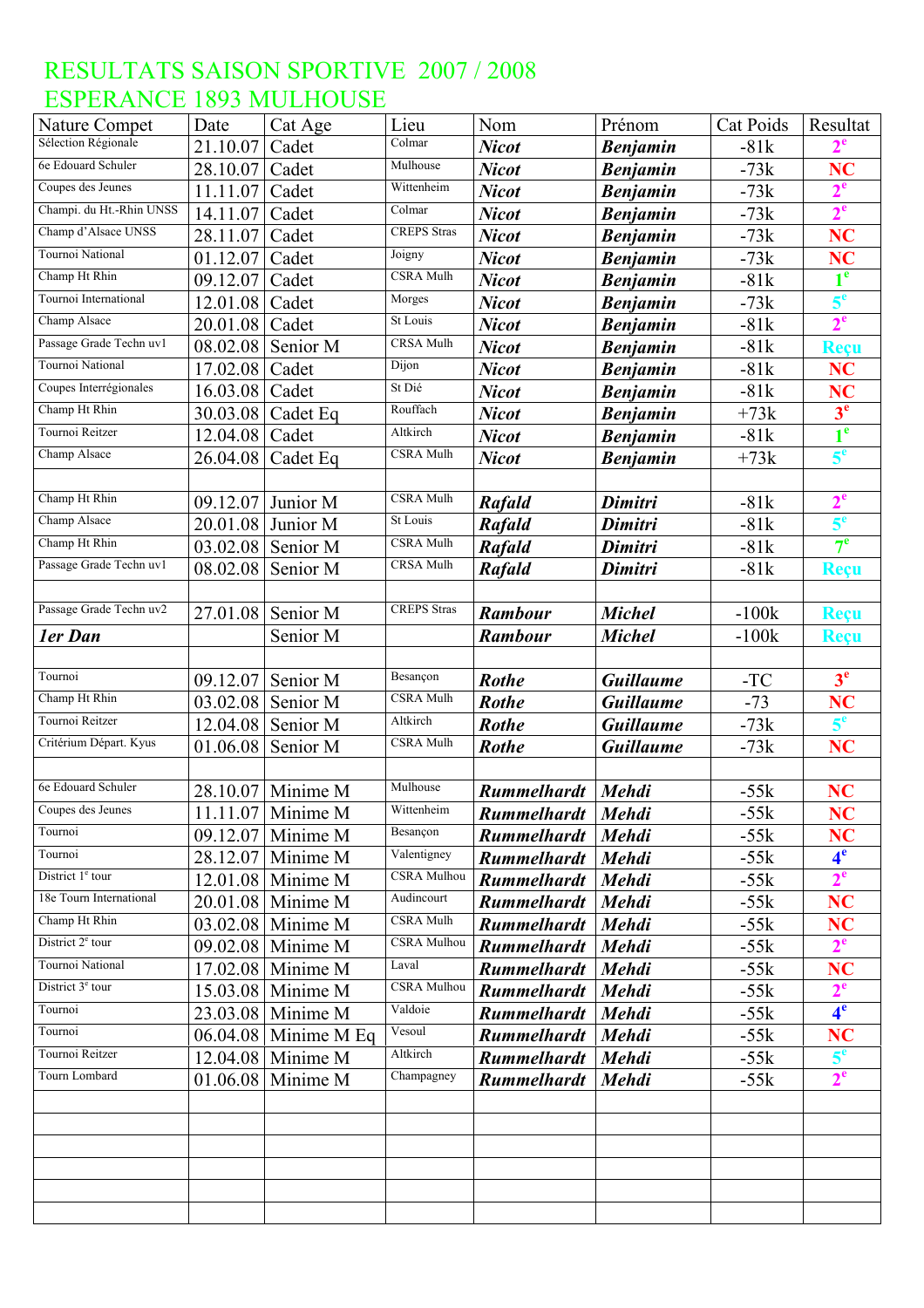# RESULTATS SAISON SPORTIVE 2007 / 2008
# ESPERANCE 1893 MULHOUSE

| Nature Compet | Date | Cat Age | Lieu | Nom | Prénom | Cat Poids | Resultat |
|---|---|---|---|---|---|---|---|
| Sélection Régionale | 21.10.07 | Cadet | Colmar | ***Nicot*** | ***Benjamin*** | -81k | **2e** |
| 6e Edouard Schuler | 28.10.07 | Cadet | Mulhouse | ***Nicot*** | ***Benjamin*** | -73k | **NC** |
| Coupes des Jeunes | 11.11.07 | Cadet | Wittenheim | ***Nicot*** | ***Benjamin*** | -73k | **2e** |
| Champi. du Ht.-Rhin UNSS | 14.11.07 | Cadet | Colmar | ***Nicot*** | ***Benjamin*** | -73k | **2e** |
| Champ d'Alsace UNSS | 28.11.07 | Cadet | CREPS Stras | ***Nicot*** | ***Benjamin*** | -73k | **NC** |
| Tournoi National | 01.12.07 | Cadet | Joigny | ***Nicot*** | ***Benjamin*** | -73k | **NC** |
| Champ Ht Rhin | 09.12.07 | Cadet | CSRA Mulh | ***Nicot*** | ***Benjamin*** | -81k | **1e** |
| Tournoi International | 12.01.08 | Cadet | Morges | ***Nicot*** | ***Benjamin*** | -73k | **5e** |
| Champ Alsace | 20.01.08 | Cadet | St Louis | ***Nicot*** | ***Benjamin*** | -81k | **2e** |
| Passage Grade Techn uv1 | 08.02.08 | Senior M | CRSA Mulh | ***Nicot*** | ***Benjamin*** | -81k | **Reçu** |
| Tournoi National | 17.02.08 | Cadet | Dijon | ***Nicot*** | ***Benjamin*** | -81k | **NC** |
| Coupes Interrégionales | 16.03.08 | Cadet | St Dié | ***Nicot*** | ***Benjamin*** | -81k | **NC** |
| Champ Ht Rhin | 30.03.08 | Cadet Eq | Rouffach | ***Nicot*** | ***Benjamin*** | +73k | **3e** |
| Tournoi Reitzer | 12.04.08 | Cadet | Altkirch | ***Nicot*** | ***Benjamin*** | -81k | **1e** |
| Champ Alsace | 26.04.08 | Cadet Eq | CSRA Mulh | ***Nicot*** | ***Benjamin*** | +73k | **5e** |
| | | | | | | | |
| Champ Ht Rhin | 09.12.07 | Junior M | CSRA Mulh | ***Rafald*** | ***Dimitri*** | -81k | **2e** |
| Champ Alsace | 20.01.08 | Junior M | St Louis | ***Rafald*** | ***Dimitri*** | -81k | **5e** |
| Champ Ht Rhin | 03.02.08 | Senior M | CSRA Mulh | ***Rafald*** | ***Dimitri*** | -81k | **7e** |
| Passage Grade Techn uv1 | 08.02.08 | Senior M | CRSA Mulh | ***Rafald*** | ***Dimitri*** | -81k | **Reçu** |
| | | | | | | | |
| Passage Grade Techn uv2 | 27.01.08 | Senior M | CREPS Stras | ***Rambour*** | ***Michel*** | -100k | **Reçu** |
| ***1er Dan*** | | Senior M | | ***Rambour*** | ***Michel*** | -100k | **Reçu** |
| | | | | | | | |
| Tournoi | 09.12.07 | Senior M | Besançon | ***Rothe*** | ***Guillaume*** | -TC | **3e** |
| Champ Ht Rhin | 03.02.08 | Senior M | CSRA Mulh | ***Rothe*** | ***Guillaume*** | -73 | **NC** |
| Tournoi Reitzer | 12.04.08 | Senior M | Altkirch | ***Rothe*** | ***Guillaume*** | -73k | **5e** |
| Critérium Départ. Kyus | 01.06.08 | Senior M | CSRA Mulh | ***Rothe*** | ***Guillaume*** | -73k | **NC** |
| | | | | | | | |
| 6e Edouard Schuler | 28.10.07 | Minime M | Mulhouse | ***Rummelhardt*** | ***Mehdi*** | -55k | **NC** |
| Coupes des Jeunes | 11.11.07 | Minime M | Wittenheim | ***Rummelhardt*** | ***Mehdi*** | -55k | **NC** |
| Tournoi | 09.12.07 | Minime M | Besançon | ***Rummelhardt*** | ***Mehdi*** | -55k | **NC** |
| Tournoi | 28.12.07 | Minime M | Valentigney | ***Rummelhardt*** | ***Mehdi*** | -55k | **4e** |
| District 1e tour | 12.01.08 | Minime M | CSRA Mulhou | ***Rummelhardt*** | ***Mehdi*** | -55k | **2e** |
| 18e Tourn International | 20.01.08 | Minime M | Audincourt | ***Rummelhardt*** | ***Mehdi*** | -55k | **NC** |
| Champ Ht Rhin | 03.02.08 | Minime M | CSRA Mulh | ***Rummelhardt*** | ***Mehdi*** | -55k | **NC** |
| District 2e tour | 09.02.08 | Minime M | CSRA Mulhou | ***Rummelhardt*** | ***Mehdi*** | -55k | **2e** |
| Tournoi National | 17.02.08 | Minime M | Laval | ***Rummelhardt*** | ***Mehdi*** | -55k | **NC** |
| District 3e tour | 15.03.08 | Minime M | CSRA Mulhou | ***Rummelhardt*** | ***Mehdi*** | -55k | **2e** |
| Tournoi | 23.03.08 | Minime M | Valdoie | ***Rummelhardt*** | ***Mehdi*** | -55k | **4e** |
| Tournoi | 06.04.08 | Minime M Eq | Vesoul | ***Rummelhardt*** | ***Mehdi*** | -55k | **NC** |
| Tournoi Reitzer | 12.04.08 | Minime M | Altkirch | ***Rummelhardt*** | ***Mehdi*** | -55k | **5e** |
| Tourn Lombard | 01.06.08 | Minime M | Champagney | ***Rummelhardt*** | ***Mehdi*** | -55k | **2e** |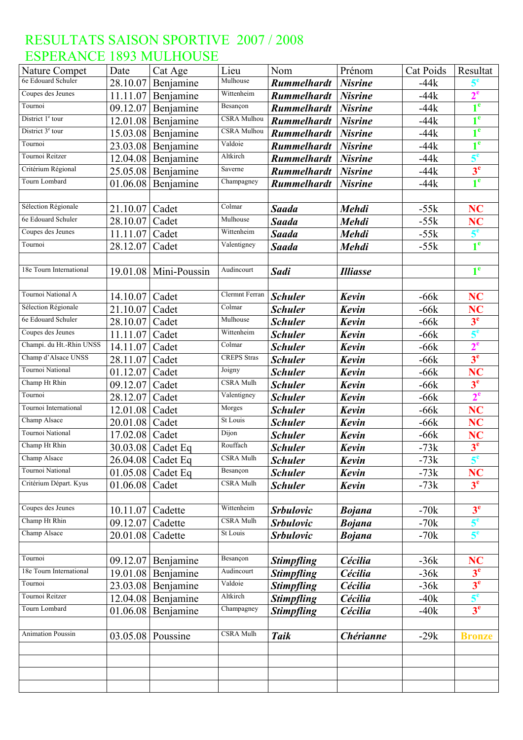# RESULTATS SAISON SPORTIVE 2007 / 2008
# ESPERANCE 1893 MULHOUSE

| Nature Compet | Date | Cat Age | Lieu | Nom | Prénom | Cat Poids | Resultat |
|---|---|---|---|---|---|---|---|
| 6e Edouard Schuler | 28.10.07 | Benjamine | Mulhouse | ***Rummelhardt*** | ***Nisrine*** | -44k | 5e |
| Coupes des Jeunes | 11.11.07 | Benjamine | Wittenheim | ***Rummelhardt*** | ***Nisrine*** | -44k | 2e |
| Tournoi | 09.12.07 | Benjamine | Besançon | ***Rummelhardt*** | ***Nisrine*** | -44k | 1e |
| District 1e tour | 12.01.08 | Benjamine | CSRA Mulhou | ***Rummelhardt*** | ***Nisrine*** | -44k | 1e |
| District 3e tour | 15.03.08 | Benjamine | CSRA Mulhou | ***Rummelhardt*** | ***Nisrine*** | -44k | 1e |
| Tournoi | 23.03.08 | Benjamine | Valdoie | ***Rummelhardt*** | ***Nisrine*** | -44k | 1e |
| Tournoi Reitzer | 12.04.08 | Benjamine | Altkirch | ***Rummelhardt*** | ***Nisrine*** | -44k | 5e |
| Critérium Régional | 25.05.08 | Benjamine | Saverne | ***Rummelhardt*** | ***Nisrine*** | -44k | 3e |
| Tourn Lombard | 01.06.08 | Benjamine | Champagney | ***Rummelhardt*** | ***Nisrine*** | -44k | 1e |
| | | | | | | | |
| Sélection Régionale | 21.10.07 | Cadet | Colmar | ***Saada*** | ***Mehdi*** | -55k | NC |
| 6e Edouard Schuler | 28.10.07 | Cadet | Mulhouse | ***Saada*** | ***Mehdi*** | -55k | NC |
| Coupes des Jeunes | 11.11.07 | Cadet | Wittenheim | ***Saada*** | ***Mehdi*** | -55k | 5e |
| Tournoi | 28.12.07 | Cadet | Valentigney | ***Saada*** | ***Mehdi*** | -55k | 1e |
| | | | | | | | |
| 18e Tourn International | 19.01.08 | Mini-Poussin | Audincourt | ***Sadi*** | ***Illiasse*** | | 1e |
| | | | | | | | |
| Tournoi National A | 14.10.07 | Cadet | Clermnt Ferran | ***Schuler*** | ***Kevin*** | -66k | NC |
| Sélection Régionale | 21.10.07 | Cadet | Colmar | ***Schuler*** | ***Kevin*** | -66k | NC |
| 6e Edouard Schuler | 28.10.07 | Cadet | Mulhouse | ***Schuler*** | ***Kevin*** | -66k | 3e |
| Coupes des Jeunes | 11.11.07 | Cadet | Wittenheim | ***Schuler*** | ***Kevin*** | -66k | 5e |
| Champi. du Ht.-Rhin UNSS | 14.11.07 | Cadet | Colmar | ***Schuler*** | ***Kevin*** | -66k | 2e |
| Champ d'Alsace UNSS | 28.11.07 | Cadet | CREPS Stras | ***Schuler*** | ***Kevin*** | -66k | 3e |
| Tournoi National | 01.12.07 | Cadet | Joigny | ***Schuler*** | ***Kevin*** | -66k | NC |
| Champ Ht Rhin | 09.12.07 | Cadet | CSRA Mulh | ***Schuler*** | ***Kevin*** | -66k | 3e |
| Tournoi | 28.12.07 | Cadet | Valentigney | ***Schuler*** | ***Kevin*** | -66k | 2e |
| Tournoi International | 12.01.08 | Cadet | Morges | ***Schuler*** | ***Kevin*** | -66k | NC |
| Champ Alsace | 20.01.08 | Cadet | St Louis | ***Schuler*** | ***Kevin*** | -66k | NC |
| Tournoi National | 17.02.08 | Cadet | Dijon | ***Schuler*** | ***Kevin*** | -66k | NC |
| Champ Ht Rhin | 30.03.08 | Cadet Eq | Rouffach | ***Schuler*** | ***Kevin*** | -73k | 3e |
| Champ Alsace | 26.04.08 | Cadet Eq | CSRA Mulh | ***Schuler*** | ***Kevin*** | -73k | 5e |
| Tournoi National | 01.05.08 | Cadet Eq | Besançon | ***Schuler*** | ***Kevin*** | -73k | NC |
| Critérium Départ. Kyus | 01.06.08 | Cadet | CSRA Mulh | ***Schuler*** | ***Kevin*** | -73k | 3e |
| | | | | | | | |
| Coupes des Jeunes | 10.11.07 | Cadette | Wittenheim | ***Srbulovic*** | ***Bojana*** | -70k | 3e |
| Champ Ht Rhin | 09.12.07 | Cadette | CSRA Mulh | ***Srbulovic*** | ***Bojana*** | -70k | 5e |
| Champ Alsace | 20.01.08 | Cadette | St Louis | ***Srbulovic*** | ***Bojana*** | -70k | 5e |
| | | | | | | | |
| Tournoi | 09.12.07 | Benjamine | Besançon | ***Stimpfling*** | ***Cécilia*** | -36k | NC |
| 18e Tourn International | 19.01.08 | Benjamine | Audincourt | ***Stimpfling*** | ***Cécilia*** | -36k | 3e |
| Tournoi | 23.03.08 | Benjamine | Valdoie | ***Stimpfling*** | ***Cécilia*** | -36k | 3e |
| Tournoi Reitzer | 12.04.08 | Benjamine | Altkirch | ***Stimpfling*** | ***Cécilia*** | -40k | 5e |
| Tourn Lombard | 01.06.08 | Benjamine | Champagney | ***Stimpfling*** | ***Cécilia*** | -40k | 3e |
| | | | | | | | |
| Animation Poussin | 03.05.08 | Poussine | CSRA Mulh | ***Taik*** | ***Chérianne*** | -29k | Bronze |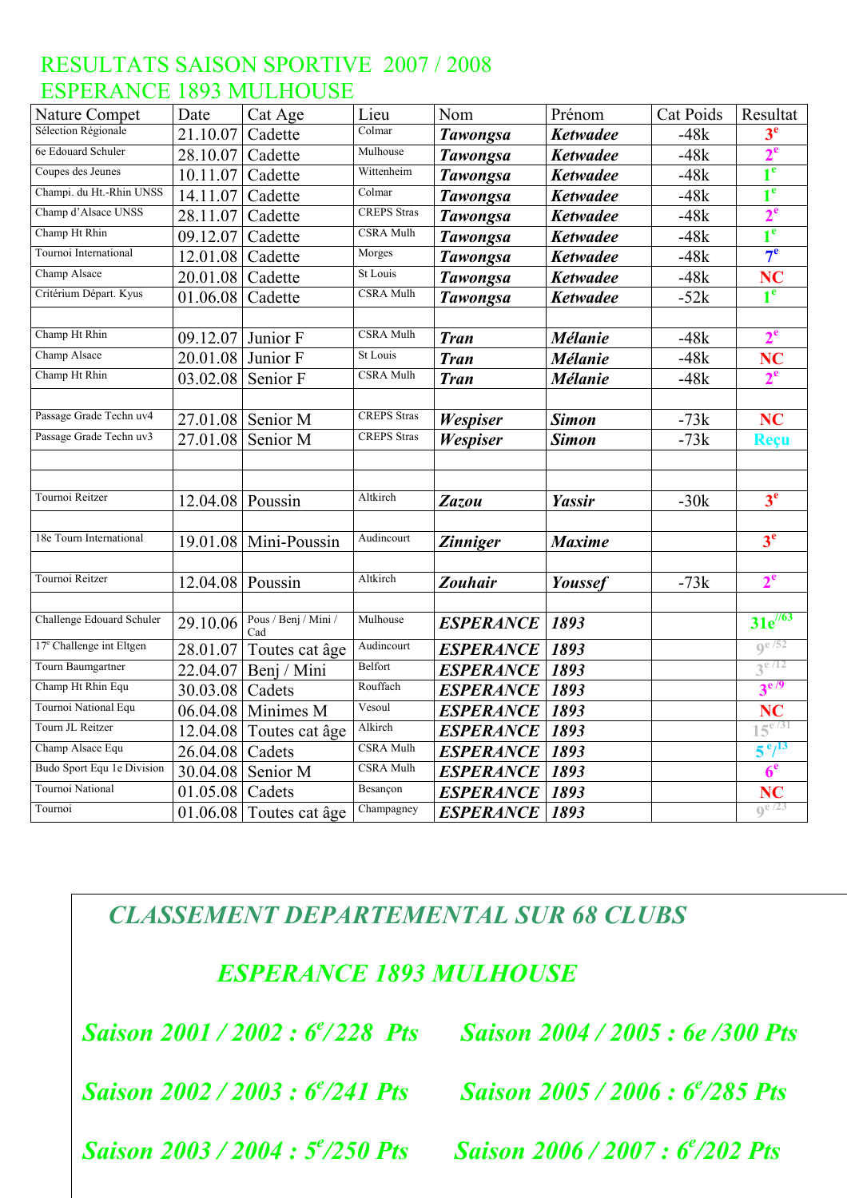# RESULTATS SAISON SPORTIVE 2007 / 2008
# ESPERANCE 1893 MULHOUSE

| Nature Compet | Date | Cat Age | Lieu | Nom | Prénom | Cat Poids | Resultat |
|---|---|---|---|---|---|---|---|
| Sélection Régionale | 21.10.07 | Cadette | Colmar | ***Tawongsa*** | ***Ketwadee*** | -48k | **3e** |
| 6e Edouard Schuler | 28.10.07 | Cadette | Mulhouse | ***Tawongsa*** | ***Ketwadee*** | -48k | **2e** |
| Coupes des Jeunes | 10.11.07 | Cadette | Wittenheim | ***Tawongsa*** | ***Ketwadee*** | -48k | **1e** |
| Champi. du Ht.-Rhin UNSS | 14.11.07 | Cadette | Colmar | ***Tawongsa*** | ***Ketwadee*** | -48k | **1e** |
| Champ d'Alsace UNSS | 28.11.07 | Cadette | CREPS Stras | ***Tawongsa*** | ***Ketwadee*** | -48k | **2e** |
| Champ Ht Rhin | 09.12.07 | Cadette | CSRA Mulh | ***Tawongsa*** | ***Ketwadee*** | -48k | **1e** |
| Tournoi International | 12.01.08 | Cadette | Morges | ***Tawongsa*** | ***Ketwadee*** | -48k | **7e** |
| Champ Alsace | 20.01.08 | Cadette | St Louis | ***Tawongsa*** | ***Ketwadee*** | -48k | **NC** |
| Critérium Départ. Kyus | 01.06.08 | Cadette | CSRA Mulh | ***Tawongsa*** | ***Ketwadee*** | -52k | **1e** |
| | | | | | | | |
| Champ Ht Rhin | 09.12.07 | Junior F | CSRA Mulh | ***Tran*** | ***Mélanie*** | -48k | **2e** |
| Champ Alsace | 20.01.08 | Junior F | St Louis | ***Tran*** | ***Mélanie*** | -48k | **NC** |
| Champ Ht Rhin | 03.02.08 | Senior F | CSRA Mulh | ***Tran*** | ***Mélanie*** | -48k | **2e** |
| | | | | | | | |
| Passage Grade Techn uv4 | 27.01.08 | Senior M | CREPS Stras | ***Wespiser*** | ***Simon*** | -73k | **NC** |
| Passage Grade Techn uv3 | 27.01.08 | Senior M | CREPS Stras | ***Wespiser*** | ***Simon*** | -73k | **Reçu** |
| | | | | | | | |
| | | | | | | | |
| Tournoi Reitzer | 12.04.08 | Poussin | Altkirch | ***Zazou*** | ***Yassir*** | -30k | **3e** |
| | | | | | | | |
| 18e Tourn International | 19.01.08 | Mini-Poussin | Audincourt | ***Zinniger*** | ***Maxime*** | | **3e** |
| | | | | | | | |
| Tournoi Reitzer | 12.04.08 | Poussin | Altkirch | ***Zouhair*** | ***Youssef*** | -73k | **2e** |
| | | | | | | | |
| Challenge Edouard Schuler | 29.10.06 | Pous / Benj / Mini / Cad | Mulhouse | ***ESPERANCE*** | ***1893*** | | **31e//63** |
| 17e Challenge int Eltgen | 28.01.07 | Toutes cat âge | Audincourt | ***ESPERANCE*** | ***1893*** | | **9e /52** |
| Tourn Baumgartner | 22.04.07 | Benj / Mini | Belfort | ***ESPERANCE*** | ***1893*** | | **3e /12** |
| Champ Ht Rhin Equ | 30.03.08 | Cadets | Rouffach | ***ESPERANCE*** | ***1893*** | | **3e /9** |
| Tournoi National Equ | 06.04.08 | Minimes M | Vesoul | ***ESPERANCE*** | ***1893*** | | **NC** |
| Tourn JL Reitzer | 12.04.08 | Toutes cat âge | Alkirch | ***ESPERANCE*** | ***1893*** | | **15e /31** |
| Champ Alsace Equ | 26.04.08 | Cadets | CSRA Mulh | ***ESPERANCE*** | ***1893*** | | **5e/13** |
| Budo Sport Equ 1e Division | 30.04.08 | Senior M | CSRA Mulh | ***ESPERANCE*** | ***1893*** | | **6e** |
| Tournoi National | 01.05.08 | Cadets | Besançon | ***ESPERANCE*** | ***1893*** | | **NC** |
| Tournoi | 01.06.08 | Toutes cat âge | Champagney | ***ESPERANCE*** | ***1893*** | | **9e /23** |

***CLASSEMENT DEPARTEMENTAL SUR 68 CLUBS***

***ESPERANCE 1893 MULHOUSE***

***Saison 2001 / 2002 : 6e/228 Pts***

***Saison 2002 / 2003 : 6e/241 Pts***

***Saison 2003 / 2004 : 5e/250 Pts***

***Saison 2004 / 2005 : 6e /300 Pts***

***Saison 2005 / 2006 : 6e/285 Pts***

***Saison 2006 / 2007 : 6e/202 Pts***